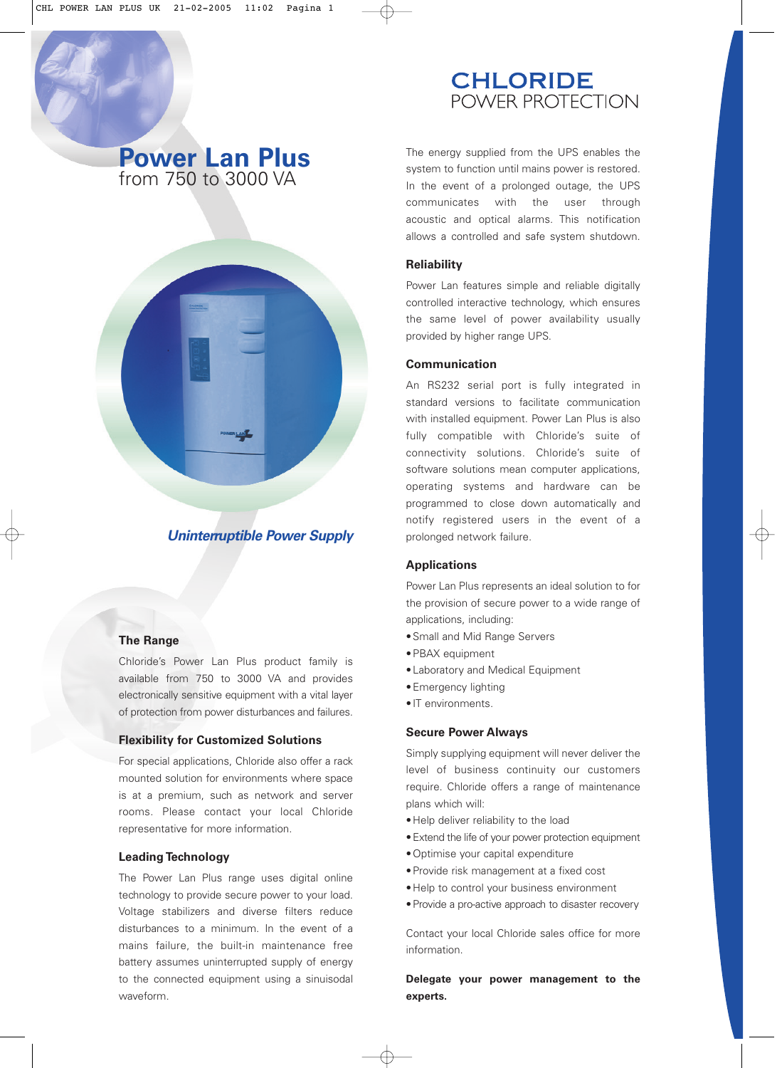# Power Lan Plus

from 750 to 3000 VA

*Uninterruptible Power Supply*

## The Range

Chloride's Power Lan Plus product family is available from 750 to 3000 VA and provides electronically sensitive equipment with a vital layer of protection from power disturbances and failures.

## Flexibility for Customized Solutions

For special applications, Chloride also offer a rack mounted solution for environments where space is at a premium, such as network and server rooms. Please contact your local Chloride representative for more information.

## Leading Technology

The Power Lan Plus range uses digital online technology to provide secure power to your load. Voltage stabilizers and diverse filters reduce disturbances to a minimum. In the event of a mains failure, the built-in maintenance free battery assumes uninterrupted supply of energy to the connected equipment using a sinuisodal waveform.

**CHLORIDE**
POWER PROTECTION

The energy supplied from the UPS enables the system to function until mains power is restored. In the event of a prolonged outage, the UPS communicates with the user through acoustic and optical alarms. This notification allows a controlled and safe system shutdown.

## Reliability

Power Lan features simple and reliable digitally controlled interactive technology, which ensures the same level of power availability usually provided by higher range UPS.

## Communication

An RS232 serial port is fully integrated in standard versions to facilitate communication with installed equipment. Power Lan Plus is also fully compatible with Chloride's suite of connectivity solutions. Chloride's suite of software solutions mean computer applications, operating systems and hardware can be programmed to close down automatically and notify registered users in the event of a prolonged network failure.

## Applications

Power Lan Plus represents an ideal solution to for the provision of secure power to a wide range of applications, including:

- Small and Mid Range Servers
- PBAX equipment
- Laboratory and Medical Equipment
- Emergency lighting
- IT environments.

## Secure Power Always

Simply supplying equipment will never deliver the level of business continuity our customers require. Chloride offers a range of maintenance plans which will:

- Help deliver reliability to the load
- Extend the life of your power protection equipment
- Optimise your capital expenditure
- Provide risk management at a fixed cost
- Help to control your business environment
- Provide a pro-active approach to disaster recovery

Contact your local Chloride sales office for more information.

**Delegate your power management to the experts.**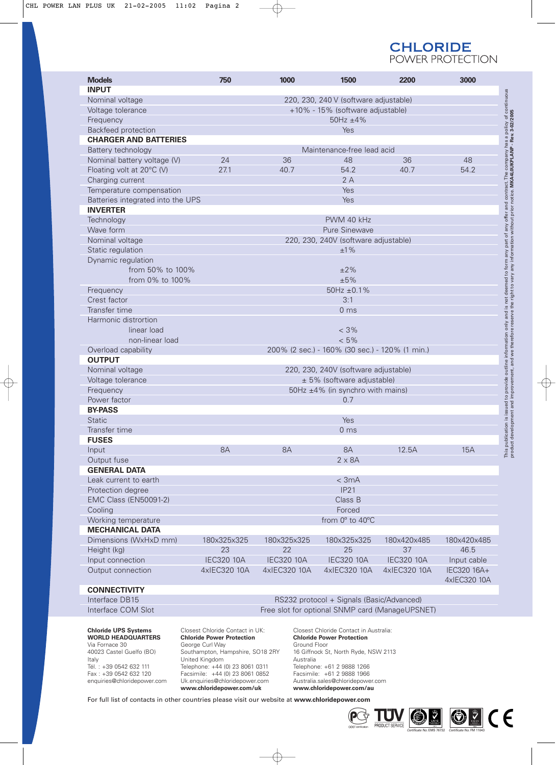# CHLORIDE
POWER PROTECTION

| Models | 750 | 1000 | 1500 | 2200 | 3000 |
|---|---|---|---|---|---|
| **INPUT** | | | | | |
| Nominal voltage | 220, 230, 240 V (software adjustable) | | | | |
| Voltage tolerance | +10% - 15% (software adjustable) | | | | |
| Frequency | 50Hz ±4% | | | | |
| Backfeed protection | Yes | | | | |
| **CHARGER AND BATTERIES** | | | | | |
| Battery technology | Maintenance-free lead acid | | | | |
| Nominal battery voltage (V) | 24 | 36 | 48 | 36 | 48 |
| Floating volt at 20°C (V) | 27.1 | 40.7 | 54.2 | 40.7 | 54.2 |
| Charging current | 2 A | | | | |
| Temperature compensation | Yes | | | | |
| Batteries integrated into the UPS | Yes | | | | |
| **INVERTER** | | | | | |
| Technology | PWM 40 kHz | | | | |
| Wave form | Pure Sinewave | | | | |
| Nominal voltage | 220, 230, 240V (software adjustable) | | | | |
| Static regulation | ±1% | | | | |
| Dynamic regulation | | | | | |
| from 50% to 100% | ±2% | | | | |
| from 0% to 100% | ±5% | | | | |
| Frequency | 50Hz ±0.1% | | | | |
| Crest factor | 3:1 | | | | |
| Transfer time | 0 ms | | | | |
| Harmonic distrortion | | | | | |
| linear load | < 3% | | | | |
| non-linear load | < 5% | | | | |
| Overload capability | 200% (2 sec.) - 160% (30 sec.) - 120% (1 min.) | | | | |
| **OUTPUT** | | | | | |
| Nominal voltage | 220, 230, 240V (software adjustable) | | | | |
| Voltage tolerance | ± 5% (software adjustable) | | | | |
| Frequency | 50Hz ±4% (in synchro with mains) | | | | |
| Power factor | 0.7 | | | | |
| **BY-PASS** | | | | | |
| Static | Yes | | | | |
| Transfer time | 0 ms | | | | |
| **FUSES** | | | | | |
| Input | 8A | 8A | 8A | 12.5A | 15A |
| Output fuse | 2 x 8A | | | | |
| **GENERAL DATA** | | | | | |
| Leak current to earth | < 3mA | | | | |
| Protection degree | IP21 | | | | |
| EMC Class (EN50091-2) | Class B | | | | |
| Cooling | Forced | | | | |
| Working temperature | from 0° to 40°C | | | | |
| **MECHANICAL DATA** | | | | | |
| Dimensions (WxHxD mm) | 180x325x325 | 180x325x325 | 180x325x325 | 180x420x485 | 180x420x485 |
| Height (kg) | 23 | 22 | 25 | 37 | 46.5 |
| Input connection | IEC320 10A | IEC320 10A | IEC320 10A | IEC320 10A | Input cable |
| Output connection | 4xIEC320 10A | 4xIEC320 10A | 4xIEC320 10A | 4xIEC320 10A | IEC320 16A+ 4xIEC320 10A |
| **CONNECTIVITY** | | | | | |
| Interface DB15 | RS232 protocol + Signals (Basic/Advanced) | | | | |
| Interface COM Slot | Free slot for optional SNMP card (ManageUPSNET) | | | | |

This publication is issued to provide outline information only and is not deemed to form any part of any offer and contract. The company has a policy of continuous product development and improvement, and we therefore reserve the right to vary any information without prior notice. **MKA4L0UKPLANP - Rev. 3-02/2005**

**Chloride UPS Systems**
**WORLD HEADQUARTERS**
Via Fornace 30
40023 Castel Guelfo (BO)
Italy
Tél. : +39 0542 632 111
Fax : +39 0542 632 120
enquiries@chloridepower.com

Closest Chloride Contact in UK:
**Chloride Power Protection**
George Curl Way
Southampton, Hampshire, SO18 2RY
United Kingdom
Telephone: +44 (0) 23 8061 0311
Facsimile: +44 (0) 23 8061 0852
Uk.enquiries@chloridepower.com
**www.chloridepower.com/uk**

Closest Chloride Contact in Australia:
**Chloride Power Protection**
Ground Floor
16 Giffnock St, North Ryde, NSW 2113
Australia
Telephone: +61 2 9888 1266
Facsimile: +61 2 9888 1966
Australia.sales@chloridepower.com
**www.chloridepower.com/au**

For full list of contacts in other countries please visit our website at **www.chloridepower.com**

GOST certification — TÜV PRODUCT SERVICE — Certificate No. EMS 76732 — Certificate No. FM 11043 — CE